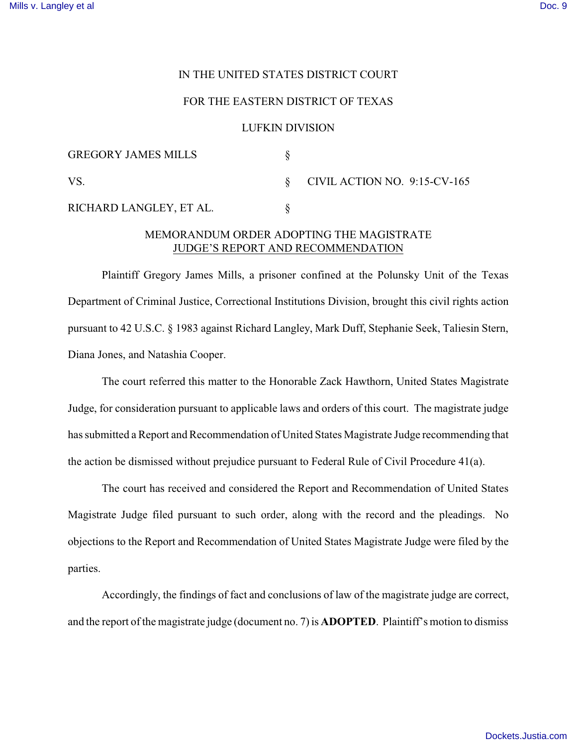IN THE UNITED STATES DISTRICT COURT

FOR THE EASTERN DISTRICT OF TEXAS

LUFKIN DIVISION

| | | |
|---|---|---|
| GREGORY JAMES MILLS | § | |
| VS. | § | CIVIL ACTION NO. 9:15-CV-165 |
| RICHARD LANGLEY, ET AL. | § | |

## MEMORANDUM ORDER ADOPTING THE MAGISTRATE JUDGE'S REPORT AND RECOMMENDATION

Plaintiff Gregory James Mills, a prisoner confined at the Polunsky Unit of the Texas Department of Criminal Justice, Correctional Institutions Division, brought this civil rights action pursuant to 42 U.S.C. § 1983 against Richard Langley, Mark Duff, Stephanie Seek, Taliesin Stern, Diana Jones, and Natashia Cooper.

The court referred this matter to the Honorable Zack Hawthorn, United States Magistrate Judge, for consideration pursuant to applicable laws and orders of this court. The magistrate judge has submitted a Report and Recommendation of United States Magistrate Judge recommending that the action be dismissed without prejudice pursuant to Federal Rule of Civil Procedure 41(a).

The court has received and considered the Report and Recommendation of United States Magistrate Judge filed pursuant to such order, along with the record and the pleadings. No objections to the Report and Recommendation of United States Magistrate Judge were filed by the parties.

Accordingly, the findings of fact and conclusions of law of the magistrate judge are correct, and the report of the magistrate judge (document no. 7) is **ADOPTED**. Plaintiff's motion to dismiss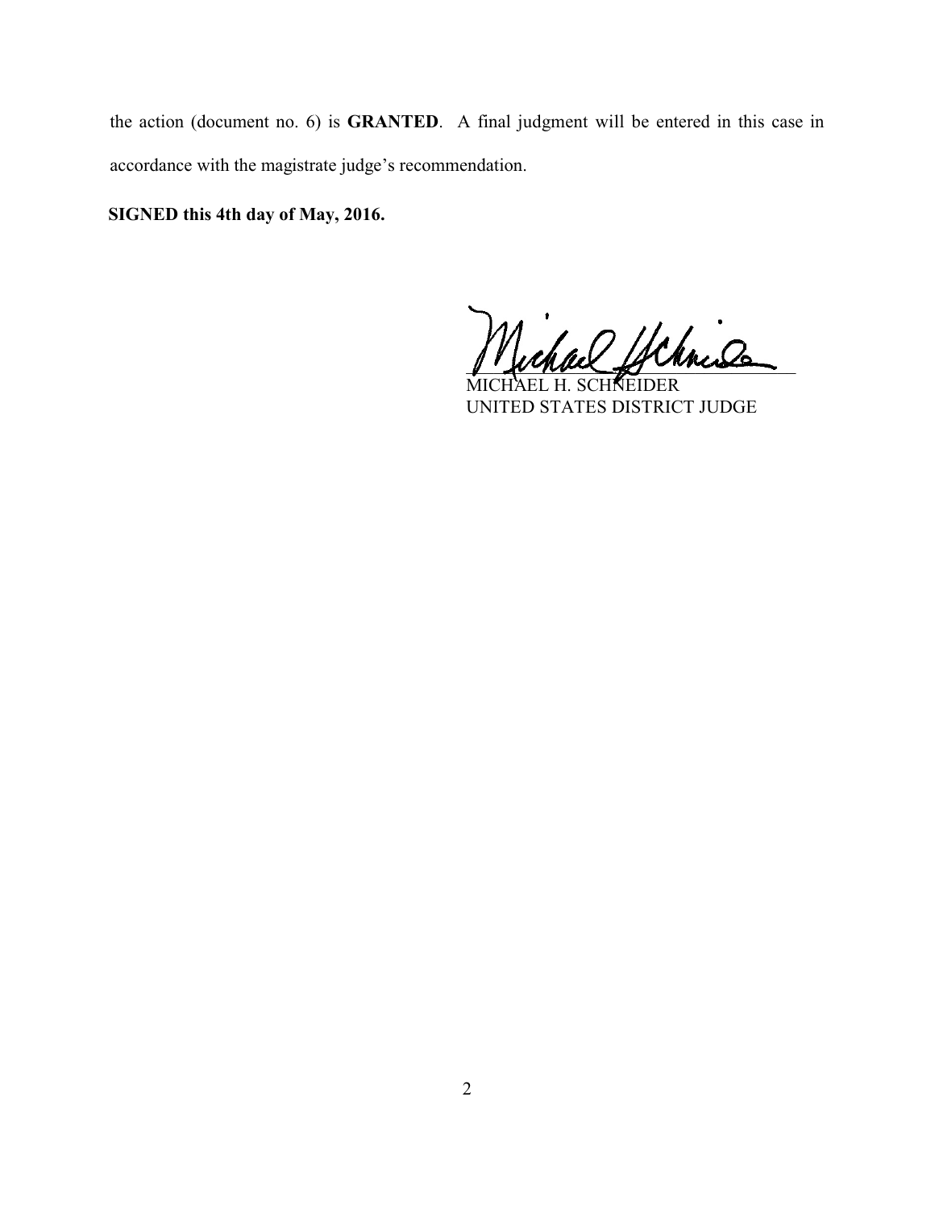the action (document no. 6) is **GRANTED**. A final judgment will be entered in this case in accordance with the magistrate judge's recommendation.

**SIGNED this 4th day of May, 2016.**

MICHAEL H. SCHNEIDER
UNITED STATES DISTRICT JUDGE